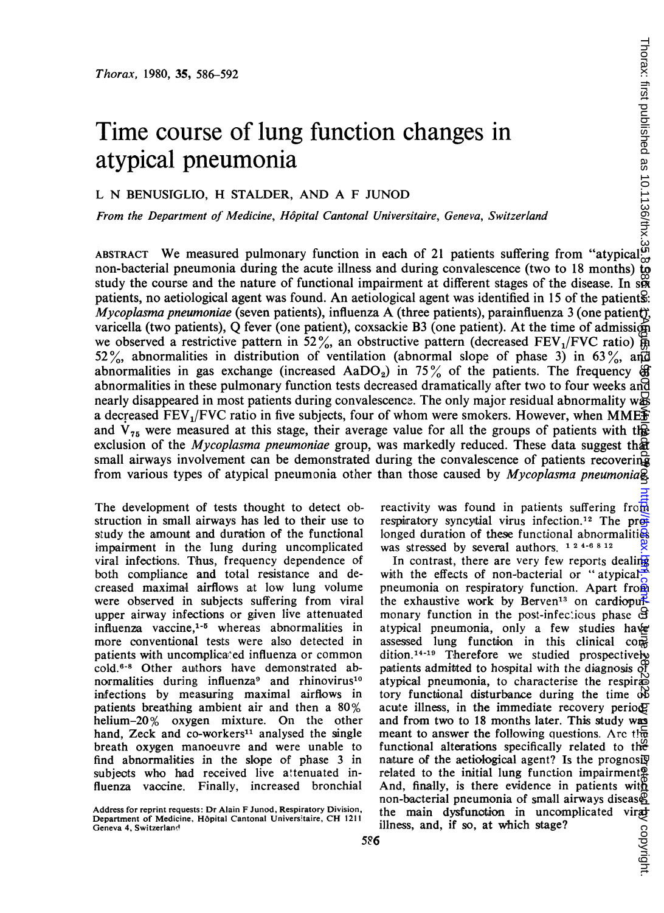# Time course of lung function changes in atypical pneumonia

L N BENUSIGLIO, H STALDER, AND A F JUNOD

*From the Department of Medicine, Hôpital Cantonal Universitaire, Geneva, Switzerland*

ABSTRACT We measured pulmonary function in each of 21 patients suffering from "atypical" non-bacterial pneumonia during the acute illness and during convalescence (two to 18 months) to study the course and the nature of functional impairment at different stages of the disease. In six patients, no aetiological agent was found. An aetiological agent was identified in 15 of the patients: *Mycoplasma pneumoniae* (seven patients), influenza A (three patients), parainfluenza 3 (one patient), varicella (two patients), Q fever (one patient), coxsackie B3 (one patient). At the time of admission we observed a restrictive pattern in 52%, an obstructive pattern (decreased $FEV_1/FVC$ ratio) in 52%, abnormalities in distribution of ventilation (abnormal slope of phase 3) in 63%, and abnormalities in gas exchange (increased $AaDO_2$) in 75% of the patients. The frequency of abnormalities in these pulmonary function tests decreased dramatically after two to four weeks and nearly disappeared in most patients during convalescence. The only major residual abnormality was a decreased $FEV_1/FVC$ ratio in five subjects, four of whom were smokers. However, when MMEF and $\dot{V}_{75}$ were measured at this stage, their average value for all the groups of patients with the exclusion of the *Mycoplasma pneumoniae* group, was markedly reduced. These data suggest that small airways involvement can be demonstrated during the convalescence of patients recovering from various types of atypical pneumonia other than those caused by *Mycoplasma pneumoniae*.

The development of tests thought to detect obstruction in small airways has led to their use to study the amount and duration of the functional impairment in the lung during uncomplicated viral infections. Thus, frequency dependence of both compliance and total resistance and decreased maximal airflows at low lung volume were observed in subjects suffering from viral upper airway infections or given live attenuated influenza vaccine,[1-5] whereas abnormalities in more conventional tests were also detected in patients with uncomplicated influenza or common cold.[6-8] Other authors have demonstrated abnormalities during influenza[9] and rhinovirus[10] infections by measuring maximal airflows in patients breathing ambient air and then a 80% helium–20% oxygen mixture. On the other hand, Zeck and co-workers[11] analysed the single breath oxygen manoeuvre and were unable to find abnormalities in the slope of phase 3 in subjects who had received live attenuated influenza vaccine. Finally, increased bronchial reactivity was found in patients suffering from respiratory syncytial virus infection.[12] The prolonged duration of these functional abnormalities was stressed by several authors.[1 2 4-6 8 12]

In contrast, there are very few reports dealing with the effects of non-bacterial or "atypical" pneumonia on respiratory function. Apart from the exhaustive work by Berven[13] on cardiopulmonary function in the post-infectious phase of atypical pneumonia, only a few studies have assessed lung function in this clinical condition.[14-19] Therefore we studied prospectively patients admitted to hospital with the diagnosis of atypical pneumonia, to characterise the respiratory functional disturbance during the time of acute illness, in the immediate recovery period and from two to 18 months later. This study was meant to answer the following questions. Are the functional alterations specifically related to the nature of the aetiological agent? Is the prognosis related to the initial lung function impairment? And, finally, is there evidence in patients with non-bacterial pneumonia of small airways disease, the main dysfunction in uncomplicated viral illness, and, if so, at which stage?

Address for reprint requests: Dr Alain F Junod, Respiratory Division, Department of Medicine, Hôpital Cantonal Universitaire, CH 1211 Geneva 4, Switzerland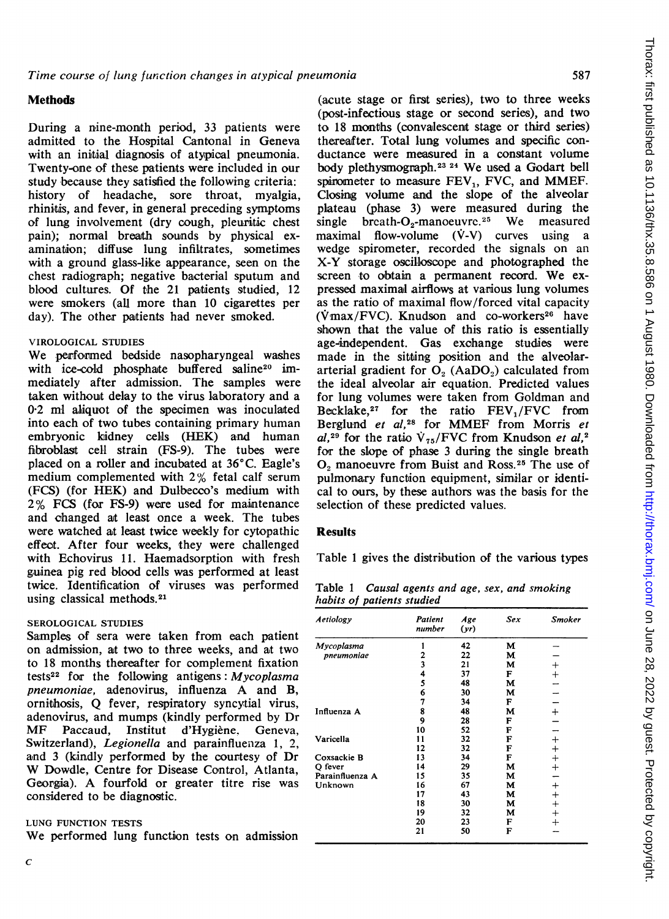## Methods

During a nine-month period, 33 patients were admitted to the Hospital Cantonal in Geneva with an initial diagnosis of atypical pneumonia. Twenty-one of these patients were included in our study because they satisfied the following criteria: history of headache, sore throat, myalgia, rhinitis, and fever, in general preceding symptoms of lung involvement (dry cough, pleuritic chest pain); normal breath sounds by physical examination; diffuse lung infiltrates, sometimes with a ground glass-like appearance, seen on the chest radiograph; negative bacterial sputum and blood cultures. Of the 21 patients studied, 12 were smokers (all more than 10 cigarettes per day). The other patients had never smoked.

### VIROLOGICAL STUDIES

We performed bedside nasopharyngeal washes with ice-cold phosphate buffered saline[20] immediately after admission. The samples were taken without delay to the virus laboratory and a 0·2 ml aliquot of the specimen was inoculated into each of two tubes containing primary human embryonic kidney cells (HEK) and human fibroblast cell strain (FS-9). The tubes were placed on a roller and incubated at 36°C. Eagle's medium complemented with 2% fetal calf serum (FCS) (for HEK) and Dulbecco's medium with 2% FCS (for FS-9) were used for maintenance and changed at least once a week. The tubes were watched at least twice weekly for cytopathic effect. After four weeks, they were challenged with Echovirus 11. Haemadsorption with fresh guinea pig red blood cells was performed at least twice. Identification of viruses was performed using classical methods.[21]

### SEROLOGICAL STUDIES

Samples of sera were taken from each patient on admission, at two to three weeks, and at two to 18 months thereafter for complement fixation tests[22] for the following antigens: *Mycoplasma pneumoniae*, adenovirus, influenza A and B, ornithosis, Q fever, respiratory syncytial virus, adenovirus, and mumps (kindly performed by Dr MF Paccaud, Institut d'Hygiène, Geneva, Switzerland), *Legionella* and parainfluenza 1, 2, and 3 (kindly performed by the courtesy of Dr W Dowdle, Centre for Disease Control, Atlanta, Georgia). A fourfold or greater titre rise was considered to be diagnostic.

### LUNG FUNCTION TESTS

We performed lung function tests on admission (acute stage or first series), two to three weeks (post-infectious stage or second series), and two to 18 months (convalescent stage or third series) thereafter. Total lung volumes and specific conductance were measured in a constant volume body plethysmograph.[23 24] We used a Godart bell spirometer to measure $FEV_1$, FVC, and MMEF. Closing volume and the slope of the alveolar plateau (phase 3) were measured during the single breath-$O_2$-manoeuvre.[25] We measured maximal flow-volume ($\dot{V}$-V) curves using a wedge spirometer, recorded the signals on an X-Y storage oscilloscope and photographed the screen to obtain a permanent record. We expressed maximal airflows at various lung volumes as the ratio of maximal flow/forced vital capacity ($\dot{V}max$/FVC). Knudson and co-workers[26] have shown that the value of this ratio is essentially age-independent. Gas exchange studies were made in the sitting position and the alveolar-arterial gradient for $O_2$ ($AaDO_2$) calculated from the ideal alveolar air equation. Predicted values for lung volumes were taken from Goldman and Becklake,[27] for the ratio $FEV_1$/FVC from Berglund *et al*,[28] for MMEF from Morris *et al*,[29] for the ratio $\dot{V}_{75}$/FVC from Knudson *et al*,[2] for the slope of phase 3 during the single breath $O_2$ manoeuvre from Buist and Ross.[25] The use of pulmonary function equipment, similar or identical to ours, by these authors was the basis for the selection of these predicted values.

## Results

Table 1 gives the distribution of the various types

Table 1 *Causal agents and age, sex, and smoking habits of patients studied*

| *Aetiology* | *Patient number* | *Age (yr)* | *Sex* | *Smoker* |
|---|---|---|---|---|
| *Mycoplasma pneumoniae* | 1 | 42 | M | − |
| | 2 | 22 | M | − |
| | 3 | 21 | M | + |
| | 4 | 37 | F | + |
| | 5 | 48 | M | − |
| | 6 | 30 | M | − |
| | 7 | 34 | F | − |
| Influenza A | 8 | 48 | M | + |
| | 9 | 28 | F | − |
| | 10 | 52 | F | − |
| Varicella | 11 | 32 | F | + |
| | 12 | 32 | F | + |
| Coxsackie B | 13 | 34 | F | + |
| Q fever | 14 | 29 | M | + |
| Parainfluenza A | 15 | 35 | M | − |
| Unknown | 16 | 67 | M | + |
| | 17 | 43 | M | + |
| | 18 | 30 | M | + |
| | 19 | 32 | M | + |
| | 20 | 23 | F | + |
| | 21 | 50 | F | − |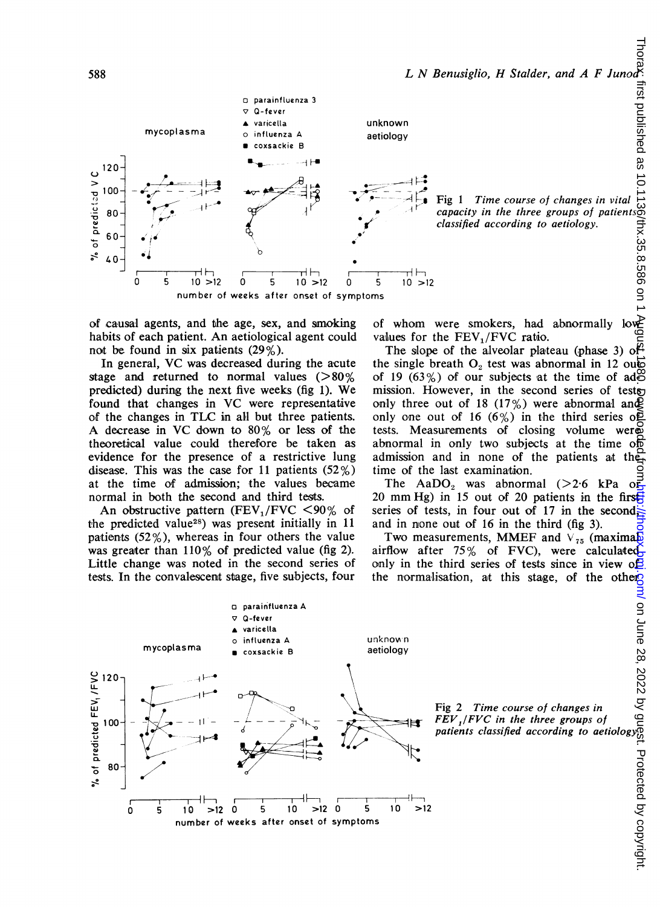Fig 1 *Time course of changes in vital capacity in the three groups of patients classified according to aetiology.*

of causal agents, and the age, sex, and smoking habits of each patient. An aetiological agent could not be found in six patients (29%).

In general, VC was decreased during the acute stage and returned to normal values (>80% predicted) during the next five weeks (fig 1). We found that changes in VC were representative of the changes in TLC in all but three patients. A decrease in VC down to 80% or less of the theoretical value could therefore be taken as evidence for the presence of a restrictive lung disease. This was the case for 11 patients (52%) at the time of admission; the values became normal in both the second and third tests.

An obstructive pattern ($FEV_1/FVC$ <90% of the predicted value[28]) was present initially in 11 patients (52%), whereas in four others the value was greater than 110% of predicted value (fig 2). Little change was noted in the second series of tests. In the convalescent stage, five subjects, four of whom were smokers, had abnormally low values for the $FEV_1/FVC$ ratio.

The slope of the alveolar plateau (phase 3) of the single breath $O_2$ test was abnormal in 12 out of 19 (63%) of our subjects at the time of admission. However, in the second series of tests only three out of 18 (17%) were abnormal and only one out of 16 (6%) in the third series of tests. Measurements of closing volume were abnormal in only two subjects at the time of admission and in none of the patients at the time of the last examination.

The $AaDO_2$ was abnormal (>2·6 kPa or 20 mm Hg) in 15 out of 20 patients in the first series of tests, in four out of 17 in the second, and in none out of 16 in the third (fig 3).

Two measurements, MMEF and $\dot{V}_{75}$ (maximal airflow after 75% of FVC), were calculated only in the third series of tests since in view of the normalisation, at this stage, of the other

Fig 2 *Time course of changes in $FEV_1/FVC$ in the three groups of patients classified according to aetiology.*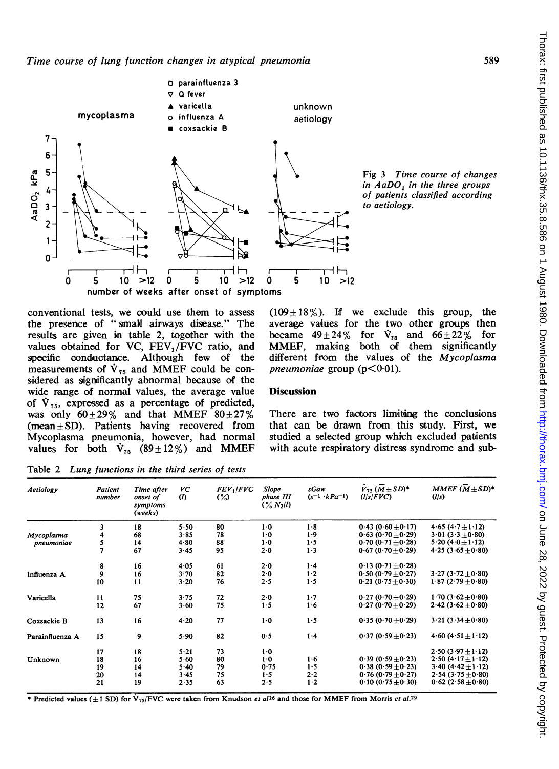Fig 3 *Time course of changes in $AaDO_2$ in the three groups of patients classified according to aetiology.*

conventional tests, we could use them to assess the presence of "small airways disease." The results are given in table 2, together with the values obtained for VC, $FEV_1/FVC$ ratio, and specific conductance. Although few of the measurements of $\dot{V}_{75}$ and MMEF could be considered as significantly abnormal because of the wide range of normal values, the average value of $\dot{V}_{75}$, expressed as a percentage of predicted, was only $60\pm29\%$ and that MMEF $80\pm27\%$ (mean±SD). Patients having recovered from Mycoplasma pneumonia, however, had normal values for both $\dot{V}_{75}$ ($89\pm12\%$) and MMEF ($109\pm18\%$). If we exclude this group, the average values for the two other groups then became $49\pm24\%$ for $\dot{V}_{75}$ and $66\pm22\%$ for MMEF, making both of them significantly different from the values of the *Mycoplasma pneumoniae* group ($p<0.01$).

## Discussion

There are two factors limiting the conclusions that can be drawn from this study. First, we studied a selected group which excluded patients with acute respiratory distress syndrome and sub-

Table 2 *Lung functions in the third series of tests*

| Aetiology | Patient number | Time after onset of symptoms (weeks) | VC (l) | $FEV_1/FVC$ (%) | Slope phase III (% $N_2$/l) | sGaw ($s^{-1}\cdot kPa^{-1}$) | $\dot{V}_{75}$ ($\bar{M}\pm SD$)* (l/s/FVC) | MMEF ($\bar{M}\pm SD$)* (l/s) |
|---|---|---|---|---|---|---|---|---|
| *Mycoplasma pneumoniae* | 3 | 18 | 5·50 | 80 | 1·0 | 1·8 | 0·43 (0·60±0·17) | 4·65 (4·7±1·12) |
| | 4 | 68 | 3·85 | 78 | 1·0 | 1·9 | 0·63 (0·70±0·29) | 3·01 (3·3±0·80) |
| | 5 | 14 | 4·80 | 88 | 1·0 | 1·5 | 0·70 (0·71±0·28) | 5·20 (4·0±1·12) |
| | 7 | 67 | 3·45 | 95 | 2·0 | 1·3 | 0·67 (0·70±0·29) | 4·25 (3·65±0·80) |
| Influenza A | 8 | 16 | 4·05 | 61 | 2·0 | 1·4 | 0·13 (0·71±0·28) | |
| | 9 | 16 | 3·70 | 82 | 2·0 | 1·2 | 0·50 (0·79±0·27) | 3·27 (3·72±0·80) |
| | 10 | 11 | 3·20 | 76 | 2·5 | 1·5 | 0·21 (0·75±0·30) | 1·87 (2·79±0·80) |
| Varicella | 11 | 75 | 3·75 | 72 | 2·0 | 1·7 | 0·27 (0·70±0·29) | 1·70 (3·62±0·80) |
| | 12 | 67 | 3·60 | 75 | 1·5 | 1·6 | 0·27 (0·70±0·29) | 2·42 (3·62±0·80) |
| Coxsackie B | 13 | 16 | 4·20 | 77 | 1·0 | 1·5 | 0·35 (0·70±0·29) | 3·21 (3·34±0·80) |
| Parainfluenza A | 15 | 9 | 5·90 | 82 | 0·5 | 1·4 | 0·37 (0·59±0·23) | 4·60 (4·51±1·12) |
| Unknown | 17 | 18 | 5·21 | 73 | 1·0 | | | 2·50 (3·97±1·12) |
| | 18 | 16 | 5·60 | 80 | 1·0 | 1·6 | 0·39 (0·59±0·23) | 2·50 (4·17±1·12) |
| | 19 | 14 | 5·40 | 79 | 0·75 | 1·5 | 0·38 (0·59±0·23) | 3·40 (4·42±1·12) |
| | 20 | 14 | 3·45 | 75 | 1·5 | 2·2 | 0·76 (0·79±0·27) | 2·54 (3·75±0·80) |
| | 21 | 19 | 2·35 | 63 | 2·5 | 1·2 | 0·10 (0·75±0·30) | 0·62 (2·58±0·80) |

\* Predicted values (±1 SD) for $\dot{V}_{75}$/FVC were taken from Knudson *et al*[26] and those for MMEF from Morris *et al*.[29]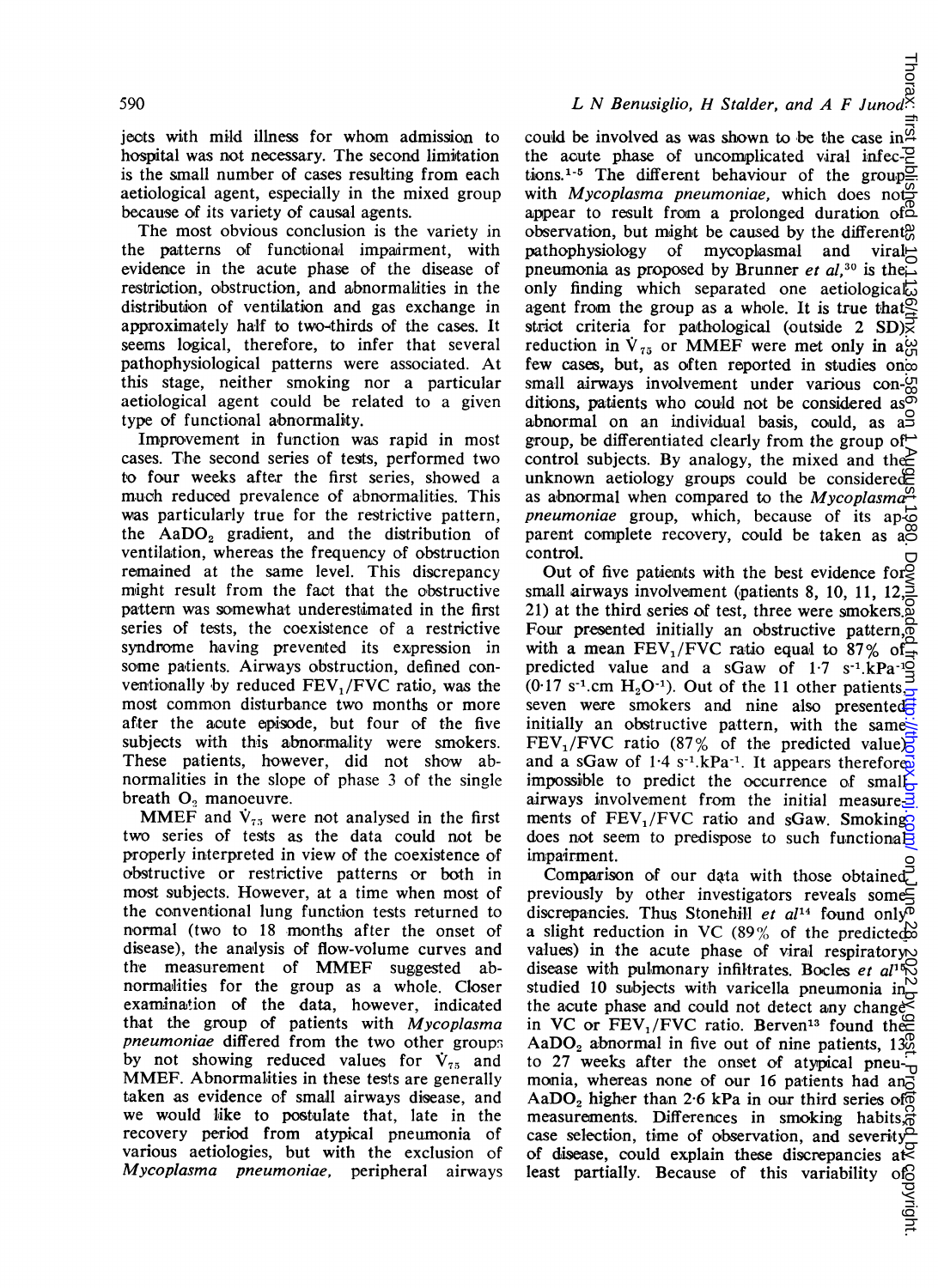jects with mild illness for whom admission to hospital was not necessary. The second limitation is the small number of cases resulting from each aetiological agent, especially in the mixed group because of its variety of causal agents.

The most obvious conclusion is the variety in the patterns of functional impairment, with evidence in the acute phase of the disease of restriction, obstruction, and abnormalities in the distribution of ventilation and gas exchange in approximately half to two-thirds of the cases. It seems logical, therefore, to infer that several pathophysiological patterns were associated. At this stage, neither smoking nor a particular aetiological agent could be related to a given type of functional abnormality.

Improvement in function was rapid in most cases. The second series of tests, performed two to four weeks after the first series, showed a much reduced prevalence of abnormalities. This was particularly true for the restrictive pattern, the $AaDO_2$ gradient, and the distribution of ventilation, whereas the frequency of obstruction remained at the same level. This discrepancy might result from the fact that the obstructive pattern was somewhat underestimated in the first series of tests, the coexistence of a restrictive syndrome having prevented its expression in some patients. Airways obstruction, defined conventionally by reduced $FEV_1/FVC$ ratio, was the most common disturbance two months or more after the acute episode, but four of the five subjects with this abnormality were smokers. These patients, however, did not show abnormalities in the slope of phase 3 of the single breath $O_2$ manoeuvre.

MMEF and $\dot{V}_{75}$ were not analysed in the first two series of tests as the data could not be properly interpreted in view of the coexistence of obstructive or restrictive patterns or both in most subjects. However, at a time when most of the conventional lung function tests returned to normal (two to 18 months after the onset of disease), the analysis of flow-volume curves and the measurement of MMEF suggested abnormalities for the group as a whole. Closer examination of the data, however, indicated that the group of patients with *Mycoplasma pneumoniae* differed from the two other groups by not showing reduced values for $\dot{V}_{75}$ and MMEF. Abnormalities in these tests are generally taken as evidence of small airways disease, and we would like to postulate that, late in the recovery period from atypical pneumonia of various aetiologies, but with the exclusion of *Mycoplasma pneumoniae*, peripheral airways could be involved as was shown to be the case in the acute phase of uncomplicated viral infections.[1-5] The different behaviour of the group with *Mycoplasma pneumoniae*, which does not appear to result from a prolonged duration of observation, but might be caused by the different pathophysiology of mycoplasmal and viral pneumonia as proposed by Brunner *et al*,[30] is the only finding which separated one aetiological agent from the group as a whole. It is true that strict criteria for pathological (outside 2 SD) reduction in $\dot{V}_{75}$ or MMEF were met only in a few cases, but, as often reported in studies on small airways involvement under various conditions, patients who could not be considered as abnormal on an individual basis, could, as a group, be differentiated clearly from the group of control subjects. By analogy, the mixed and the unknown aetiology groups could be considered as abnormal when compared to the *Mycoplasma pneumoniae* group, which, because of its apparent complete recovery, could be taken as a control.

Out of five patients with the best evidence for small airways involvement (patients 8, 10, 11, 12, 21) at the third series of test, three were smokers. Four presented initially an obstructive pattern, with a mean $FEV_1/FVC$ ratio equal to 87% of predicted value and a sGaw of 1·7 $s^{-1}.kPa^{-1}$ (0·17 $s^{-1}.cm\ H_2O^{-1}$). Out of the 11 other patients, seven were smokers and nine also presented initially an obstructive pattern, with the same $FEV_1/FVC$ ratio (87% of the predicted value) and a sGaw of 1·4 $s^{-1}.kPa^{-1}$. It appears therefore impossible to predict the occurrence of small airways involvement from the initial measurements of $FEV_1/FVC$ ratio and sGaw. Smoking does not seem to predispose to such functional impairment.

Comparison of our data with those obtained previously by other investigators reveals some discrepancies. Thus Stonehill *et al*[14] found only a slight reduction in VC (89% of the predicted values) in the acute phase of viral respiratory disease with pulmonary infiltrates. Bocles *et al*[16] studied 10 subjects with varicella pneumonia in the acute phase and could not detect any change in VC or $FEV_1/FVC$ ratio. Berven[13] found the $AaDO_2$ abnormal in five out of nine patients, 13 to 27 weeks after the onset of atypical pneumonia, whereas none of our 16 patients had an $AaDO_2$ higher than 2·6 kPa in our third series of measurements. Differences in smoking habits, case selection, time of observation, and severity of disease, could explain these discrepancies at least partially. Because of this variability of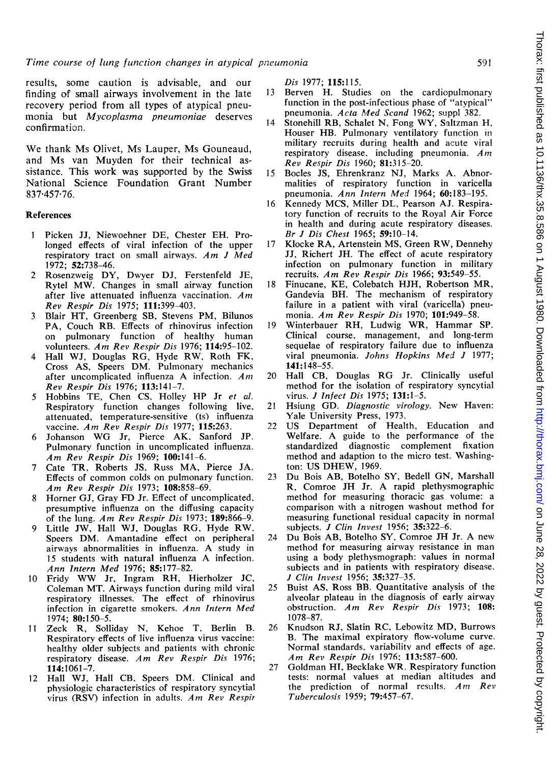results, some caution is advisable, and our finding of small airways involvement in the late recovery period from all types of atypical pneumonia but *Mycoplasma pneumoniae* deserves confirmation.

We thank Ms Olivet, Ms Lauper, Ms Gouneaud, and Ms van Muyden for their technical assistance. This work was supported by the Swiss National Science Foundation Grant Number 837·457·76.

## References

1. Picken JJ, Niewoehner DE, Chester EH. Prolonged effects of viral infection of the upper respiratory tract on small airways. *Am J Med* 1972; **52**:738–46.
2. Rosenzweig DY, Dwyer DJ, Ferstenfeld JE, Rytel MW. Changes in small airway function after live attenuated influenza vaccination. *Am Rev Respir Dis* 1975; **111**:399–403.
3. Blair HT, Greenberg SB, Stevens PM, Bilunos PA, Couch RB. Effects of rhinovirus infection on pulmonary function of healthy human volunteers. *Am Rev Respir Dis* 1976; **114**:95–102.
4. Hall WJ, Douglas RG, Hyde RW, Roth FK, Cross AS, Speers DM. Pulmonary mechanics after uncomplicated influenza A infection. *Am Rev Respir Dis* 1976; **113**:141–7.
5. Hobbins TE, Chen CS, Holley HP Jr *et al.* Respiratory function changes following live, attenuated, temperature-sensitive (ts) influenza vaccine. *Am Rev Respir Dis* 1977; **115**:263.
6. Johanson WG Jr, Pierce AK, Sanford JP. Pulmonary function in uncomplicated influenza. *Am Rev Respir Dis* 1969; **100**:141–6.
7. Cate TR, Roberts JS, Russ MA, Pierce JA. Effects of common colds on pulmonary function. *Am Rev Respir Dis* 1973; **108**:858–69.
8. Horner GJ, Gray FD Jr. Effect of uncomplicated, presumptive influenza on the diffusing capacity of the lung. *Am Rev Respir Dis* 1973; **189**:866–9.
9. Little JW, Hall WJ, Douglas RG, Hyde RW, Speers DM. Amantadine effect on peripheral airways abnormalities in influenza. A study in 15 students with natural influenza A infection. *Ann Intern Med* 1976; **85**:177–82.
10. Fridy WW Jr, Ingram RH, Hierholzer JC, Coleman MT. Airways function during mild viral respiratory illnesses. The effect of rhinovirus infection in cigarette smokers. *Ann Intern Med* 1974; **80**:150–5.
11. Zeck R, Solliday N, Kehoe T, Berlin B. Respiratory effects of live influenza virus vaccine: healthy older subjects and patients with chronic respiratory disease. *Am Rev Respir Dis* 1976; **114**:1061–7.
12. Hall WJ, Hall CB, Speers DM. Clinical and physiologic characteristics of respiratory syncytial virus (RSV) infection in adults. *Am Rev Respir Dis* 1977; **115**:115.
13. Berven H. Studies on the cardiopulmonary function in the post-infectious phase of "atypical" pneumonia. *Acta Med Scand* 1962; suppl 382.
14. Stonehill RB, Schalet N, Fong WY, Saltzman H, Houser HB. Pulmonary ventilatory function in military recruits during health and acute viral respiratory disease, including pneumonia. *Am Rev Respir Dis* 1960; **81**:315–20.
15. Bocles JS, Ehrenkranz NJ, Marks A. Abnormalities of respiratory function in varicella pneumonia. *Ann Intern Med* 1964; **60**:183–195.
16. Kennedy MCS, Miller DL, Pearson AJ. Respiratory function of recruits to the Royal Air Force in health and during acute respiratory diseases. *Br J Dis Chest* 1965; **59**:10–14.
17. Klocke RA, Artenstein MS, Green RW, Dennehy JJ, Richert JH. The effect of acute respiratory infection on pulmonary function in military recruits. *Am Rev Respir Dis* 1966; **93**:549–55.
18. Finucane, KE, Colebatch HJH, Robertson MR, Gandevia BH. The mechanism of respiratory failure in a patient with viral (varicella) pneumonia. *Am Rev Respir Dis* 1970; **101**:949–58.
19. Winterbauer RH, Ludwig WR, Hammar SP. Clinical course, management, and long-term sequelae of respiratory failure due to influenza viral pneumonia. *Johns Hopkins Med J* 1977; **141**:148–55.
20. Hall CB, Douglas RG Jr. Clinically useful method for the isolation of respiratory syncytial virus. *J Infect Dis* 1975; **131**:1–5.
21. Hsiung GD. *Diagnostic virology*. New Haven: Yale University Press, 1973.
22. US Department of Health, Education and Welfare. A guide to the performance of the standardized diagnostic complement fixation method and adaption to the micro test. Washington: US DHEW, 1969.
23. Du Bois AB, Botelho SY, Bedell GN, Marshall R, Comroe JH Jr. A rapid plethysmographic method for measuring thoracic gas volume: a comparison with a nitrogen washout method for measuring functional residual capacity in normal subjects. *J Clin Invest* 1956; **35**:322–6.
24. Du Bois AB, Botelho SY, Comroe JH Jr. A new method for measuring airway resistance in man using a body plethysmograph: values in normal subjects and in patients with respiratory disease. *J Clin Invest* 1956; **35**:327–35.
25. Buist AS, Ross BB. Quantitative analysis of the alveolar plateau in the diagnosis of early airway obstruction. *Am Rev Respir Dis* 1973; **108**: 1078–87.
26. Knudson RJ, Slatin RC, Lebowitz MD, Burrows B. The maximal expiratory flow-volume curve. Normal standards, variability and effects of age. *Am Rev Respir Dis* 1976; **113**:587–600.
27. Goldman HI, Becklake WR. Respiratory function tests: normal values at median altitudes and the prediction of normal results. *Am Rev Tuberculosis* 1959; **79**:457–67.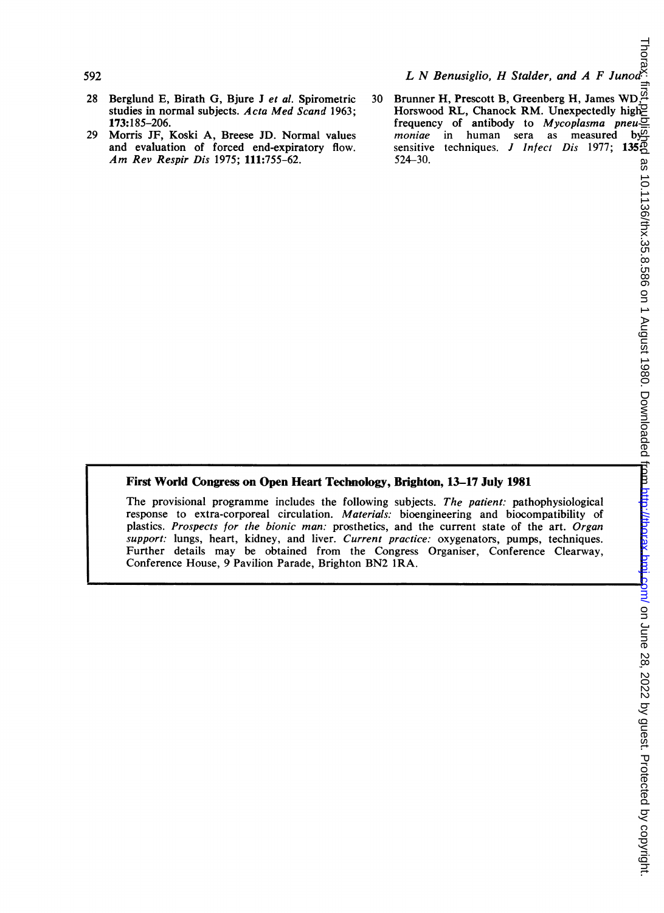28 Berglund E, Birath G, Bjure J *et al*. Spirometric studies in normal subjects. *Acta Med Scand* 1963; **173**:185–206.

29 Morris JF, Koski A, Breese JD. Normal values and evaluation of forced end-expiratory flow. *Am Rev Respir Dis* 1975; **111**:755–62.

30 Brunner H, Prescott B, Greenberg H, James WD, Horswood RL, Chanock RM. Unexpectedly high frequency of antibody to *Mycoplasma pneumoniae* in human sera as measured by sensitive techniques. *J Infect Dis* 1977; **135**: 524–30.

## First World Congress on Open Heart Technology, Brighton, 13–17 July 1981

The provisional programme includes the following subjects. *The patient:* pathophysiological response to extra-corporeal circulation. *Materials:* bioengineering and biocompatibility of plastics. *Prospects for the bionic man:* prosthetics, and the current state of the art. *Organ support:* lungs, heart, kidney, and liver. *Current practice:* oxygenators, pumps, techniques. Further details may be obtained from the Congress Organiser, Conference Clearway, Conference House, 9 Pavilion Parade, Brighton BN2 1RA.